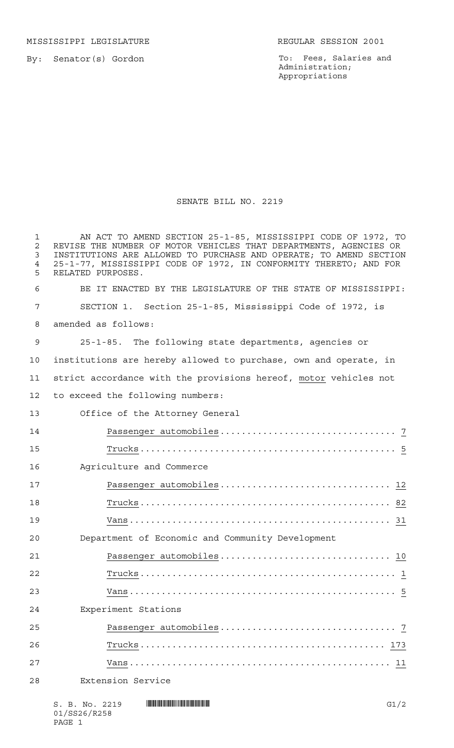MISSISSIPPI LEGISLATURE REGULAR SESSION 2001

By: Senator(s) Gordon

To: Fees, Salaries and Administration; Appropriations

# SENATE BILL NO. 2219

AN ACT TO AMEND SECTION 25-1-85, MISSISSIPPI CODE OF 1972, TO REVISE THE NUMBER OF MOTOR VEHICLES THAT DEPARTMENTS, AGENCIES OR INSTITUTIONS ARE ALLOWED TO PURCHASE AND OPERATE; TO AMEND SECTION 25-1-77, MISSISSIPPI CODE OF 1972, IN CONFORMITY THERETO; AND FOR RELATED PURPOSES.

BE IT ENACTED BY THE LEGISLATURE OF THE STATE OF MISSISSIPPI:

SECTION 1. Section 25-1-85, Mississippi Code of 1972, is amended as follows:

25-1-85. The following state departments, agencies or institutions are hereby allowed to purchase, own and operate, in strict accordance with the provisions hereof, motor vehicles not to exceed the following numbers:

Office of the Attorney General

Passenger automobiles.................................. 7

Trucks............................................... 5

Agriculture and Commerce

Passenger automobiles................................ 12

Trucks.............................................. 82

Vans................................................ 31

Department of Economic and Community Development

Passenger automobiles................................ 10

Trucks................................................ 1

Vans.................................................. 5

Experiment Stations

Passenger automobiles................................. 7

Trucks............................................. 173

Vans................................................ 11

Extension Service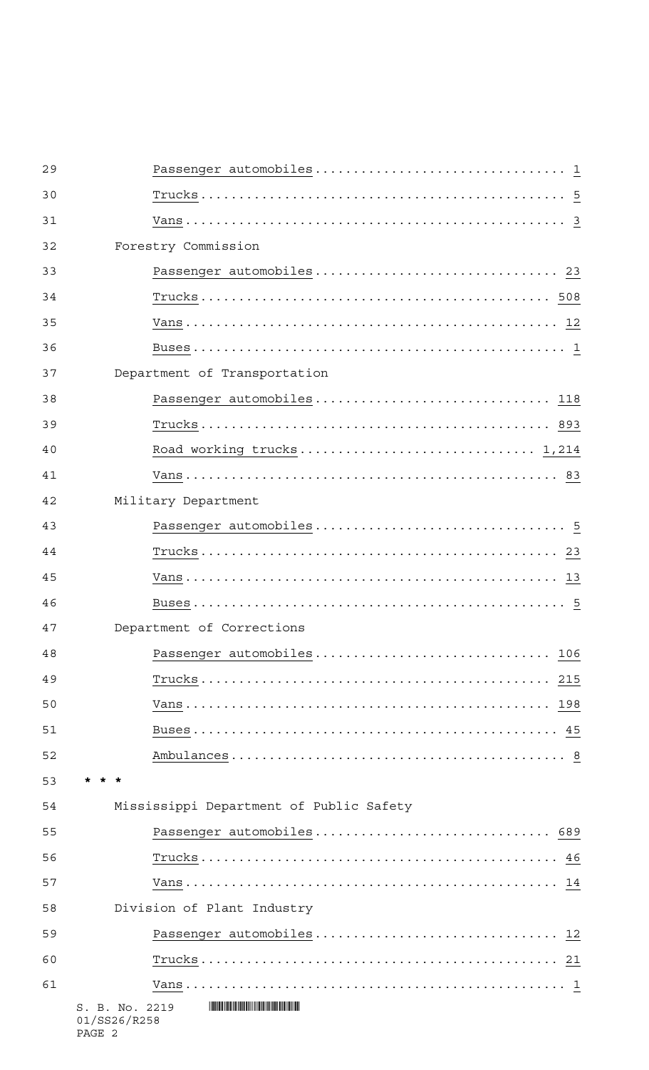Passenger automobiles................................ 1

Trucks................................................ 5

Vans.................................................. 3

Forestry Commission

Passenger automobiles................................ 23

Trucks................................................ 508

Vans.................................................. 12

Buses................................................. 1

Department of Transportation

Passenger automobiles................................ 118

Trucks................................................ 893

Road working trucks.................................. 1,214

Vans.................................................. 83

Military Department

Passenger automobiles................................ 5

Trucks................................................ 23

Vans.................................................. 13

Buses................................................. 5

Department of Corrections

Passenger automobiles................................ 106

Trucks................................................ 215

Vans.................................................. 198

Buses................................................. 45

Ambulances............................................ 8

* * *

Mississippi Department of Public Safety

Passenger automobiles................................ 689

Trucks................................................ 46

Vans.................................................. 14

Division of Plant Industry

Passenger automobiles................................ 12

Trucks................................................ 21

Vans.................................................. 1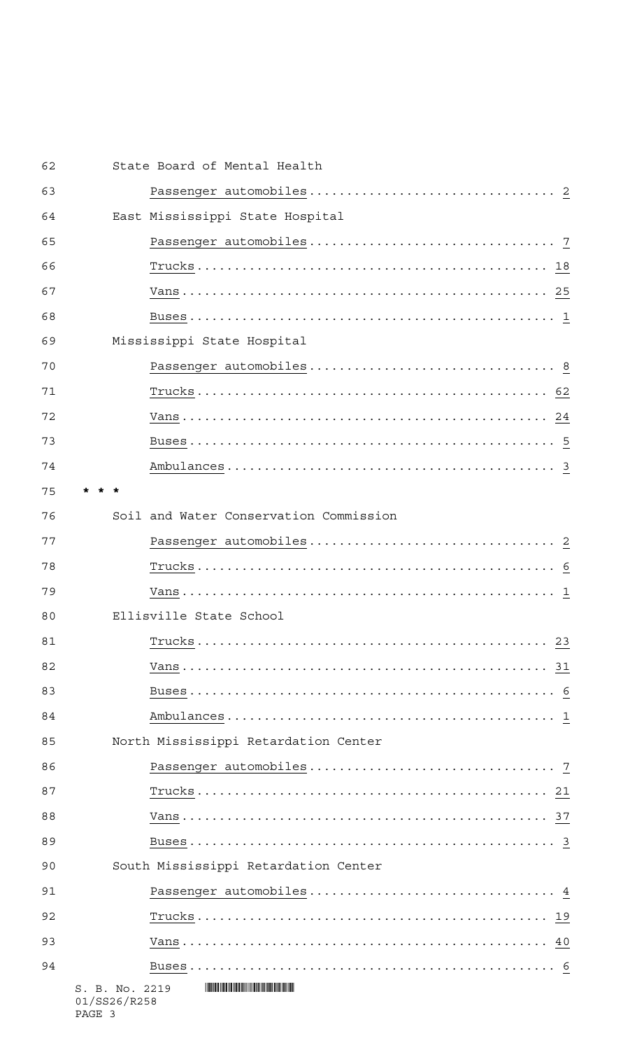State Board of Mental Health

Passenger automobiles................................ 2

East Mississippi State Hospital

Passenger automobiles................................ 7

Trucks............................................... 18

Vans................................................. 25

Buses................................................ 1

Mississippi State Hospital

Passenger automobiles................................ 8

Trucks............................................... 62

Vans................................................. 24

Buses................................................ 5

Ambulances........................................... 3

* * *

Soil and Water Conservation Commission

Passenger automobiles................................ 2

Trucks............................................... 6

Vans................................................. 1

Ellisville State School

Trucks............................................... 23

Vans................................................. 31

Buses................................................ 6

Ambulances........................................... 1

North Mississippi Retardation Center

Passenger automobiles................................ 7

Trucks............................................... 21

Vans................................................. 37

Buses................................................ 3

South Mississippi Retardation Center

Passenger automobiles................................ 4

Trucks............................................... 19

Vans................................................. 40

Buses................................................ 6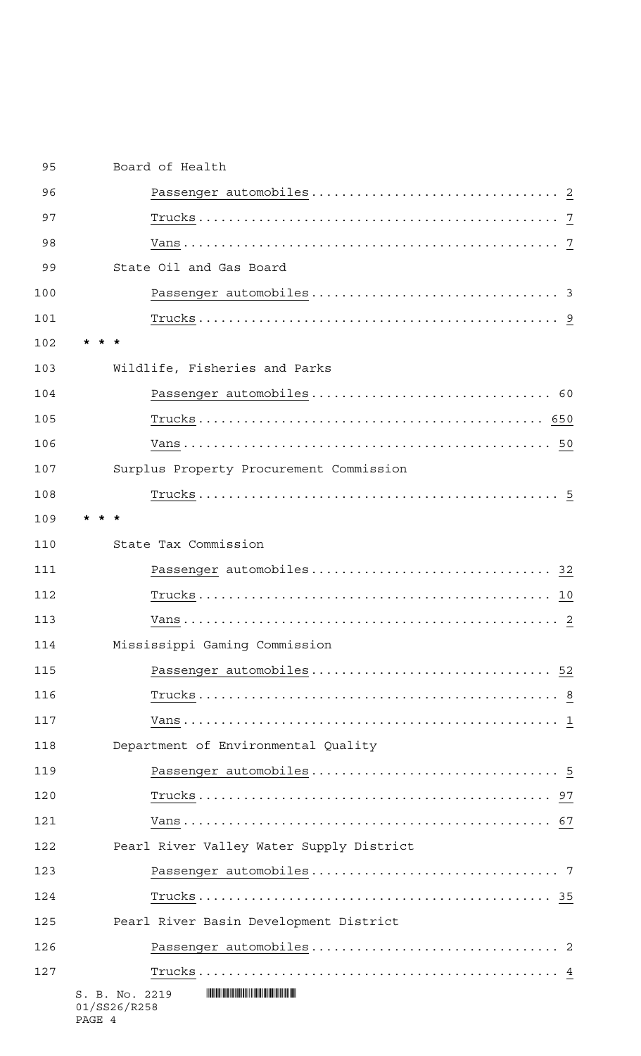Board of Health

Passenger automobiles................................ 2

Trucks................................................ 7

Vans.................................................. 7

State Oil and Gas Board

Passenger automobiles................................ 3

Trucks................................................ 9

\* \* \*

Wildlife, Fisheries and Parks

Passenger automobiles................................ 60

Trucks............................................... 650

Vans.................................................. 50

Surplus Property Procurement Commission

Trucks................................................ 5

\* \* \*

State Tax Commission

Passenger automobiles................................ 32

Trucks................................................ 10

Vans.................................................. 2

Mississippi Gaming Commission

Passenger automobiles................................ 52

Trucks................................................ 8

Vans.................................................. 1

Department of Environmental Quality

Passenger automobiles................................ 5

Trucks................................................ 97

Vans.................................................. 67

Pearl River Valley Water Supply District

Passenger automobiles................................ 7

Trucks................................................ 35

Pearl River Basin Development District

Passenger automobiles................................ 2

Trucks................................................ 4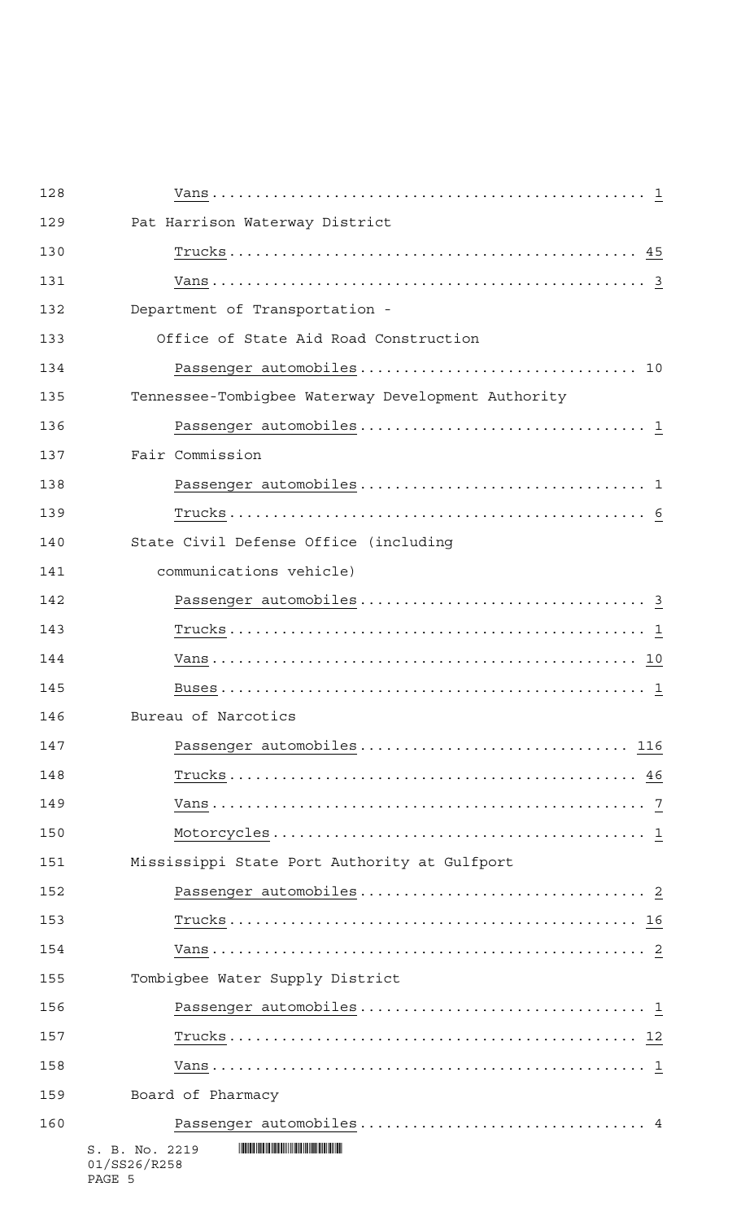Vans....................................................... 1

Pat Harrison Waterway District

Trucks..................................................... 45

Vans....................................................... 3

Department of Transportation -

Office of State Aid Road Construction

Passenger automobiles...................................... 10

Tennessee-Tombigbee Waterway Development Authority

Passenger automobiles...................................... 1

Fair Commission

Passenger automobiles...................................... 1

Trucks..................................................... 6

State Civil Defense Office (including communications vehicle)

Passenger automobiles...................................... 3

Trucks..................................................... 1

Vans....................................................... 10

Buses...................................................... 1

Bureau of Narcotics

Passenger automobiles...................................... 116

Trucks..................................................... 46

Vans....................................................... 7

Motorcycles................................................ 1

Mississippi State Port Authority at Gulfport

Passenger automobiles...................................... 2

Trucks..................................................... 16

Vans....................................................... 2

Tombigbee Water Supply District

Passenger automobiles...................................... 1

Trucks..................................................... 12

Vans....................................................... 1

Board of Pharmacy

Passenger automobiles...................................... 4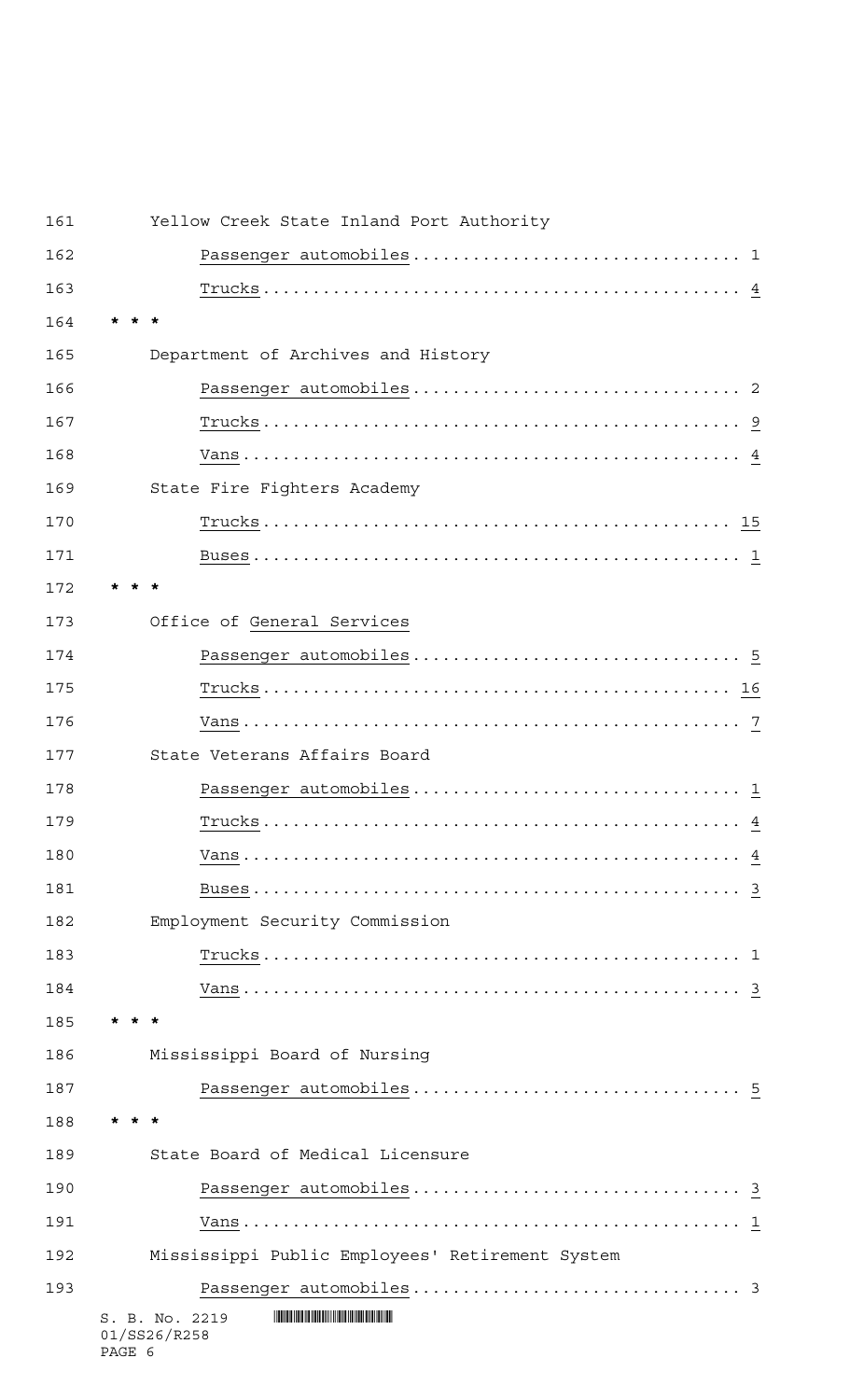Yellow Creek State Inland Port Authority

Passenger automobiles................................ 1

Trucks............................................... 4

* * *

Department of Archives and History

Passenger automobiles................................ 2

Trucks............................................... 9

Vans................................................. 4

State Fire Fighters Academy

Trucks............................................... 15

Buses................................................ 1

* * *

Office of General Services

Passenger automobiles................................ 5

Trucks............................................... 16

Vans................................................. 7

State Veterans Affairs Board

Passenger automobiles................................ 1

Trucks............................................... 4

Vans................................................. 4

Buses................................................ 3

Employment Security Commission

Trucks............................................... 1

Vans................................................. 3

* * *

Mississippi Board of Nursing

Passenger automobiles................................ 5

* * *

State Board of Medical Licensure

Passenger automobiles................................ 3

Vans................................................. 1

Mississippi Public Employees' Retirement System

Passenger automobiles................................ 3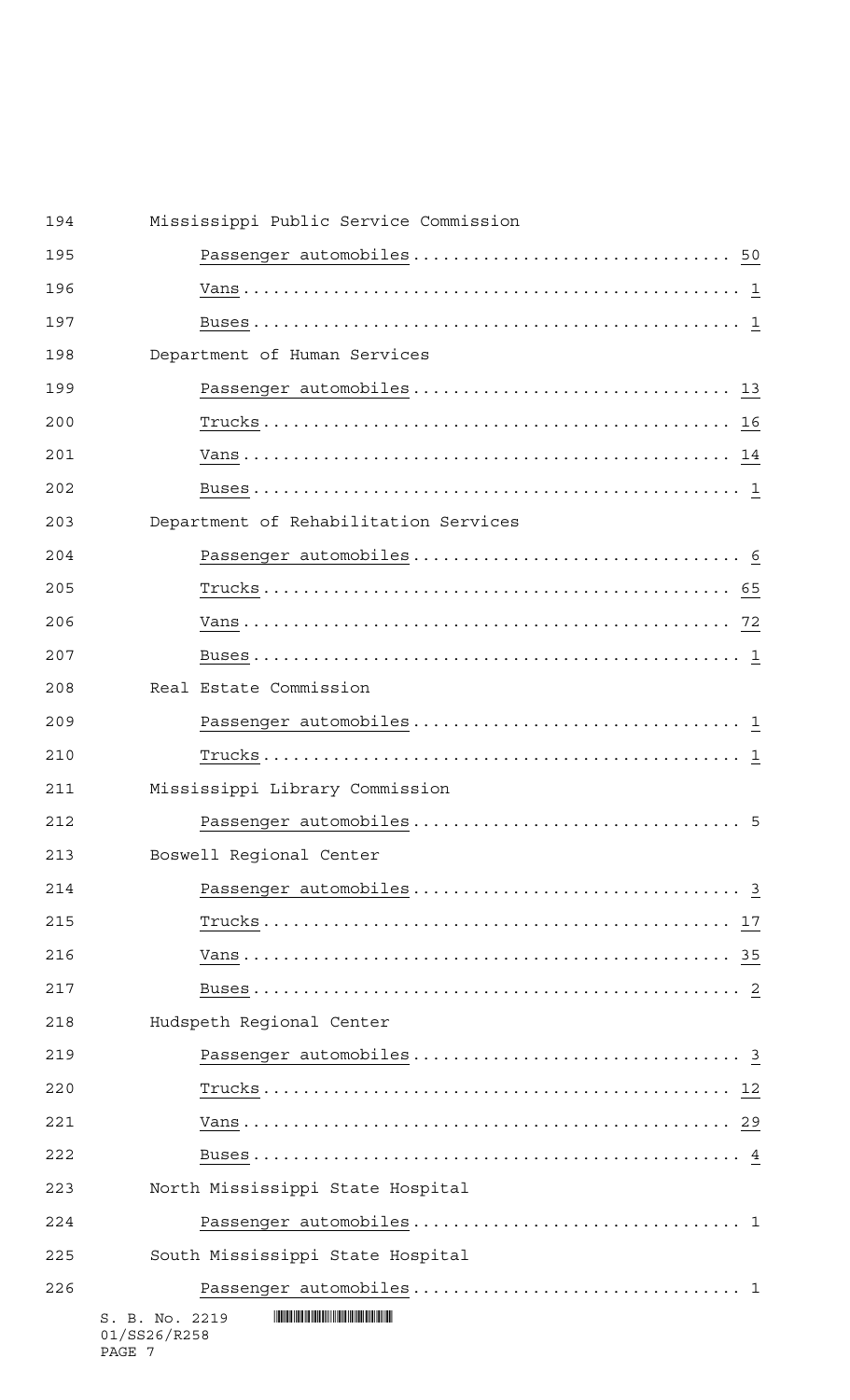Mississippi Public Service Commission

Passenger automobiles.............................. 50

Vans............................................. 1

Buses............................................ 1

Department of Human Services

Passenger automobiles.............................. 13

Trucks........................................... 16

Vans............................................. 14

Buses............................................ 1

Department of Rehabilitation Services

Passenger automobiles.............................. 6

Trucks........................................... 65

Vans............................................. 72

Buses............................................ 1

Real Estate Commission

Passenger automobiles.............................. 1

Trucks........................................... 1

Mississippi Library Commission

Passenger automobiles.............................. 5

Boswell Regional Center

Passenger automobiles.............................. 3

Trucks........................................... 17

Vans............................................. 35

Buses............................................ 2

Hudspeth Regional Center

Passenger automobiles.............................. 3

Trucks........................................... 12

Vans............................................. 29

Buses............................................ 4

North Mississippi State Hospital

Passenger automobiles.............................. 1

South Mississippi State Hospital

Passenger automobiles.............................. 1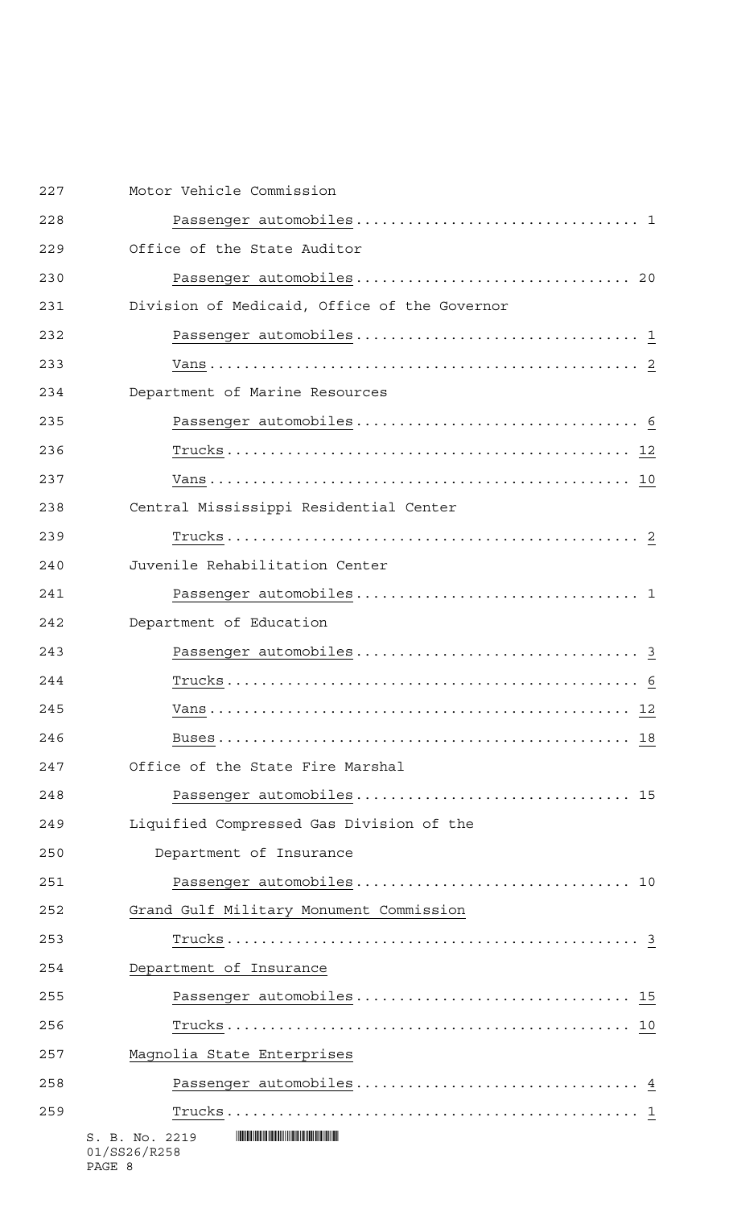Motor Vehicle Commission

Passenger automobiles................................ 1

Office of the State Auditor

Passenger automobiles................................ 20

Division of Medicaid, Office of the Governor

Passenger automobiles................................ 1

Vans................................................. 2

Department of Marine Resources

Passenger automobiles................................ 6

Trucks............................................... 12

Vans................................................. 10

Central Mississippi Residential Center

Trucks............................................... 2

Juvenile Rehabilitation Center

Passenger automobiles................................ 1

Department of Education

Passenger automobiles................................ 3

Trucks............................................... 6

Vans................................................. 12

Buses................................................ 18

Office of the State Fire Marshal

Passenger automobiles................................ 15

Liquified Compressed Gas Division of the Department of Insurance

Passenger automobiles................................ 10

Grand Gulf Military Monument Commission

Trucks............................................... 3

Department of Insurance

Passenger automobiles................................ 15

Trucks............................................... 10

Magnolia State Enterprises

Passenger automobiles................................ 4

Trucks............................................... 1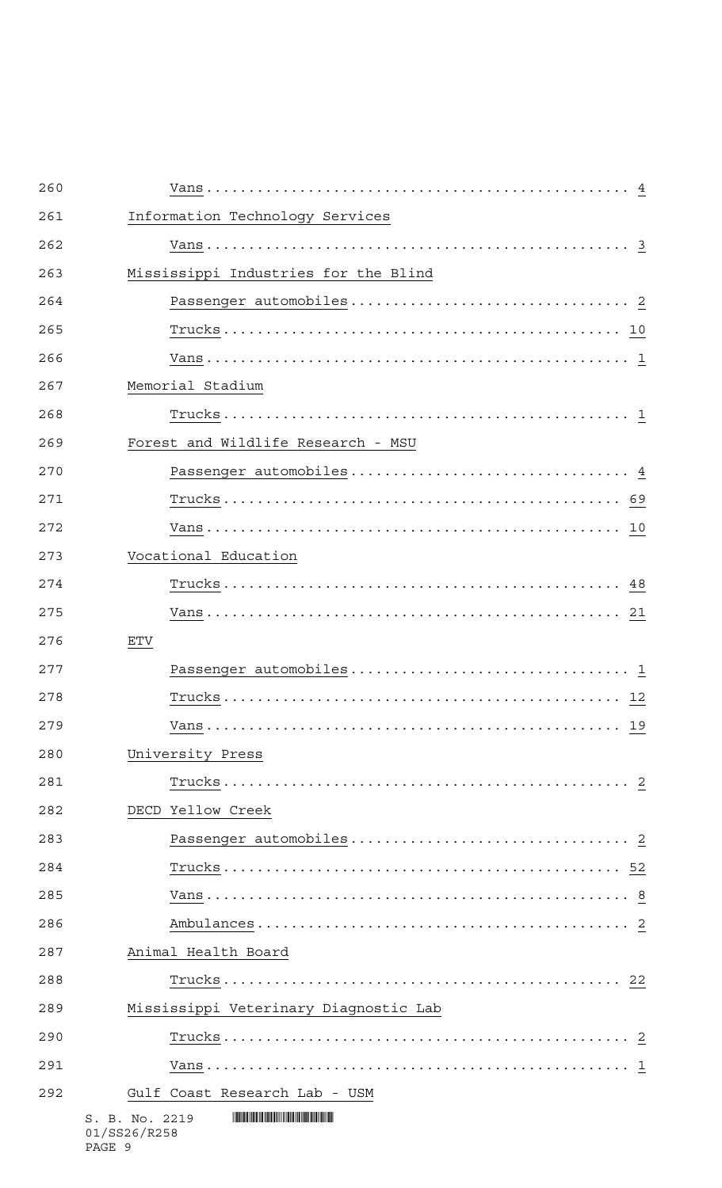Vans.................................................. 4

Information Technology Services

Vans.................................................. 3

Mississippi Industries for the Blind

Passenger automobiles................................. 2

Trucks................................................ 10

Vans.................................................. 1

Memorial Stadium

Trucks................................................ 1

Forest and Wildlife Research - MSU

Passenger automobiles................................. 4

Trucks................................................ 69

Vans.................................................. 10

Vocational Education

Trucks................................................ 48

Vans.................................................. 21

ETV

Passenger automobiles................................. 1

Trucks................................................ 12

Vans.................................................. 19

University Press

Trucks................................................ 2

DECD Yellow Creek

Passenger automobiles................................. 2

Trucks................................................ 52

Vans.................................................. 8

Ambulances............................................ 2

Animal Health Board

Trucks................................................ 22

Mississippi Veterinary Diagnostic Lab

Trucks................................................ 2

Vans.................................................. 1

Gulf Coast Research Lab - USM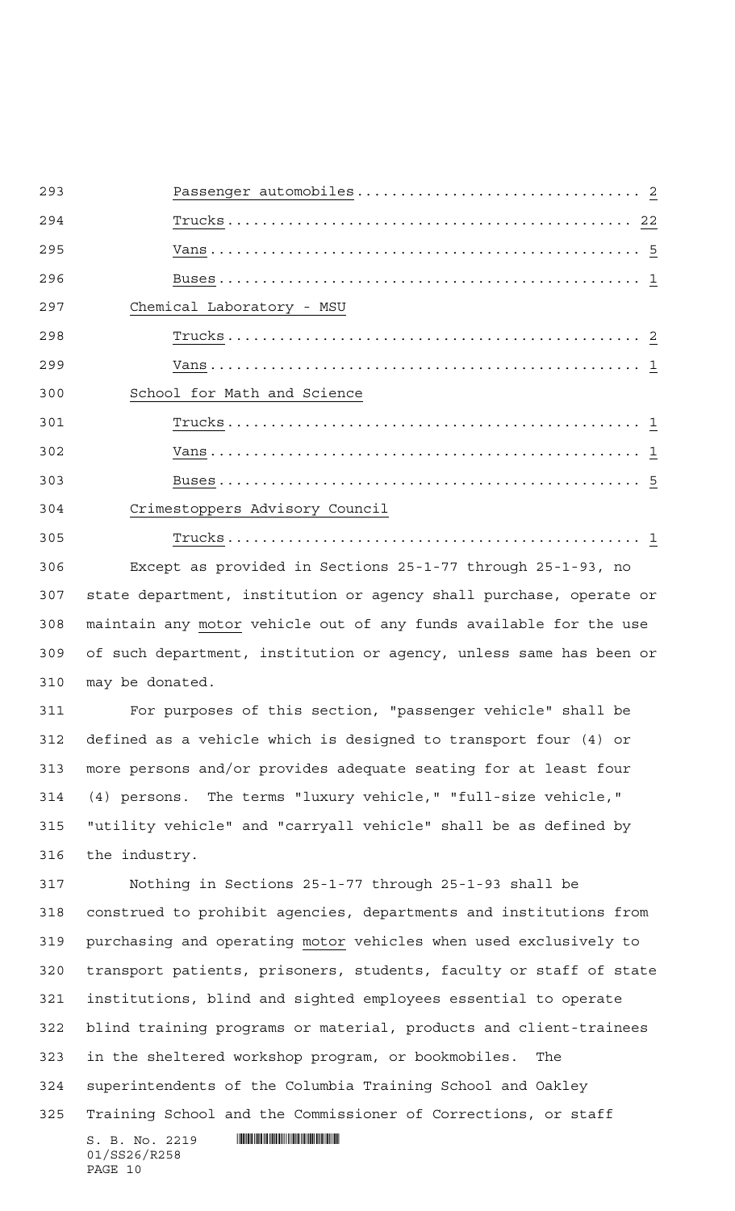Passenger automobiles................................ 2

Trucks.............................................. 22

Vans................................................ 5

Buses............................................... 1

Chemical Laboratory - MSU

Trucks.............................................. 2

Vans................................................ 1

School for Math and Science

Trucks.............................................. 1

Vans................................................ 1

Buses............................................... 5

Crimestoppers Advisory Council

Trucks.............................................. 1

Except as provided in Sections 25-1-77 through 25-1-93, no state department, institution or agency shall purchase, operate or maintain any motor vehicle out of any funds available for the use of such department, institution or agency, unless same has been or may be donated.

For purposes of this section, "passenger vehicle" shall be defined as a vehicle which is designed to transport four (4) or more persons and/or provides adequate seating for at least four (4) persons. The terms "luxury vehicle," "full-size vehicle," "utility vehicle" and "carryall vehicle" shall be as defined by the industry.

Nothing in Sections 25-1-77 through 25-1-93 shall be construed to prohibit agencies, departments and institutions from purchasing and operating motor vehicles when used exclusively to transport patients, prisoners, students, faculty or staff of state institutions, blind and sighted employees essential to operate blind training programs or material, products and client-trainees in the sheltered workshop program, or bookmobiles. The superintendents of the Columbia Training School and Oakley Training School and the Commissioner of Corrections, or staff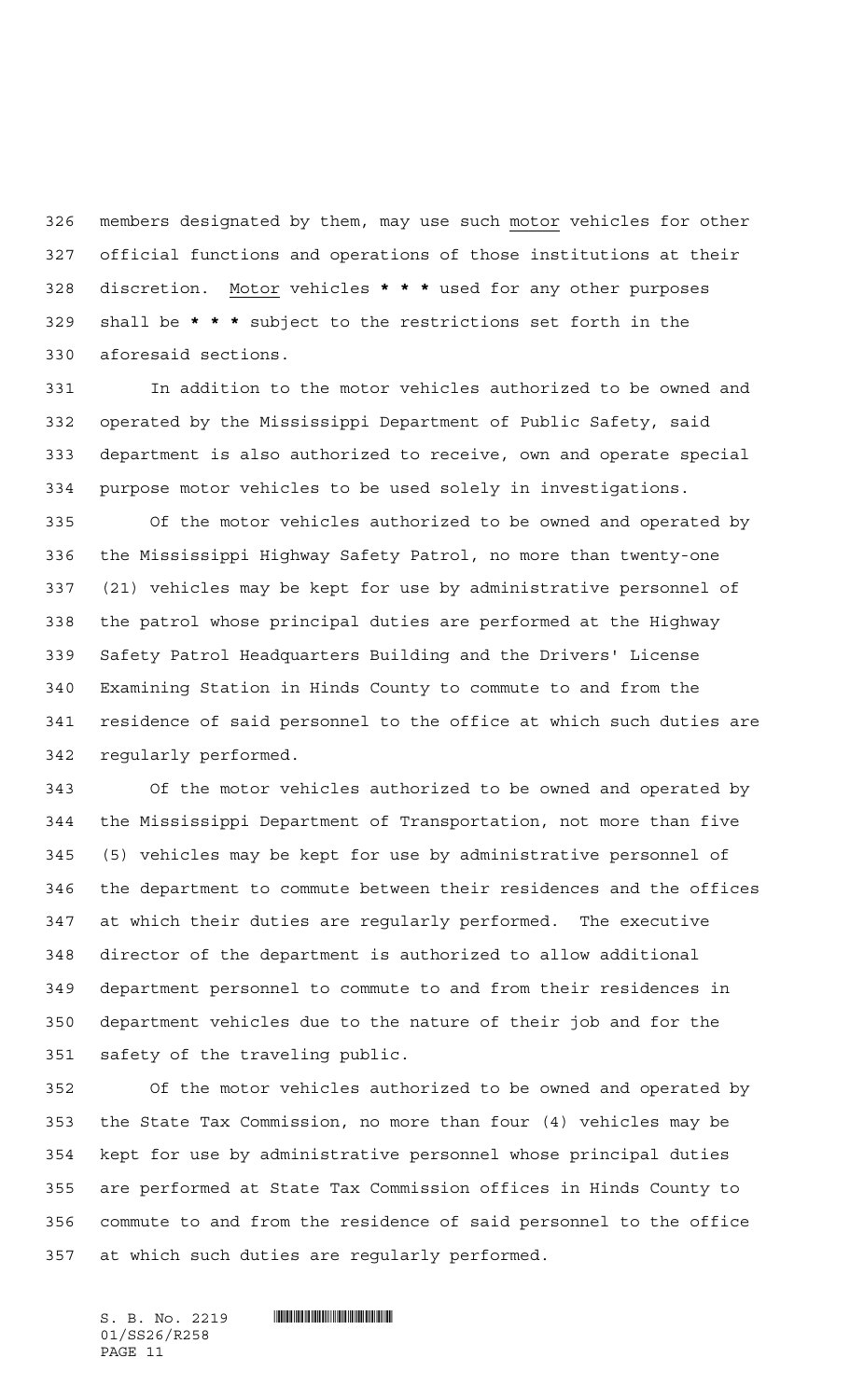members designated by them, may use such motor vehicles for other official functions and operations of those institutions at their discretion. Motor vehicles * * * used for any other purposes shall be * * * subject to the restrictions set forth in the aforesaid sections.

In addition to the motor vehicles authorized to be owned and operated by the Mississippi Department of Public Safety, said department is also authorized to receive, own and operate special purpose motor vehicles to be used solely in investigations.

Of the motor vehicles authorized to be owned and operated by the Mississippi Highway Safety Patrol, no more than twenty-one (21) vehicles may be kept for use by administrative personnel of the patrol whose principal duties are performed at the Highway Safety Patrol Headquarters Building and the Drivers' License Examining Station in Hinds County to commute to and from the residence of said personnel to the office at which such duties are regularly performed.

Of the motor vehicles authorized to be owned and operated by the Mississippi Department of Transportation, not more than five (5) vehicles may be kept for use by administrative personnel of the department to commute between their residences and the offices at which their duties are regularly performed. The executive director of the department is authorized to allow additional department personnel to commute to and from their residences in department vehicles due to the nature of their job and for the safety of the traveling public.

Of the motor vehicles authorized to be owned and operated by the State Tax Commission, no more than four (4) vehicles may be kept for use by administrative personnel whose principal duties are performed at State Tax Commission offices in Hinds County to commute to and from the residence of said personnel to the office at which such duties are regularly performed.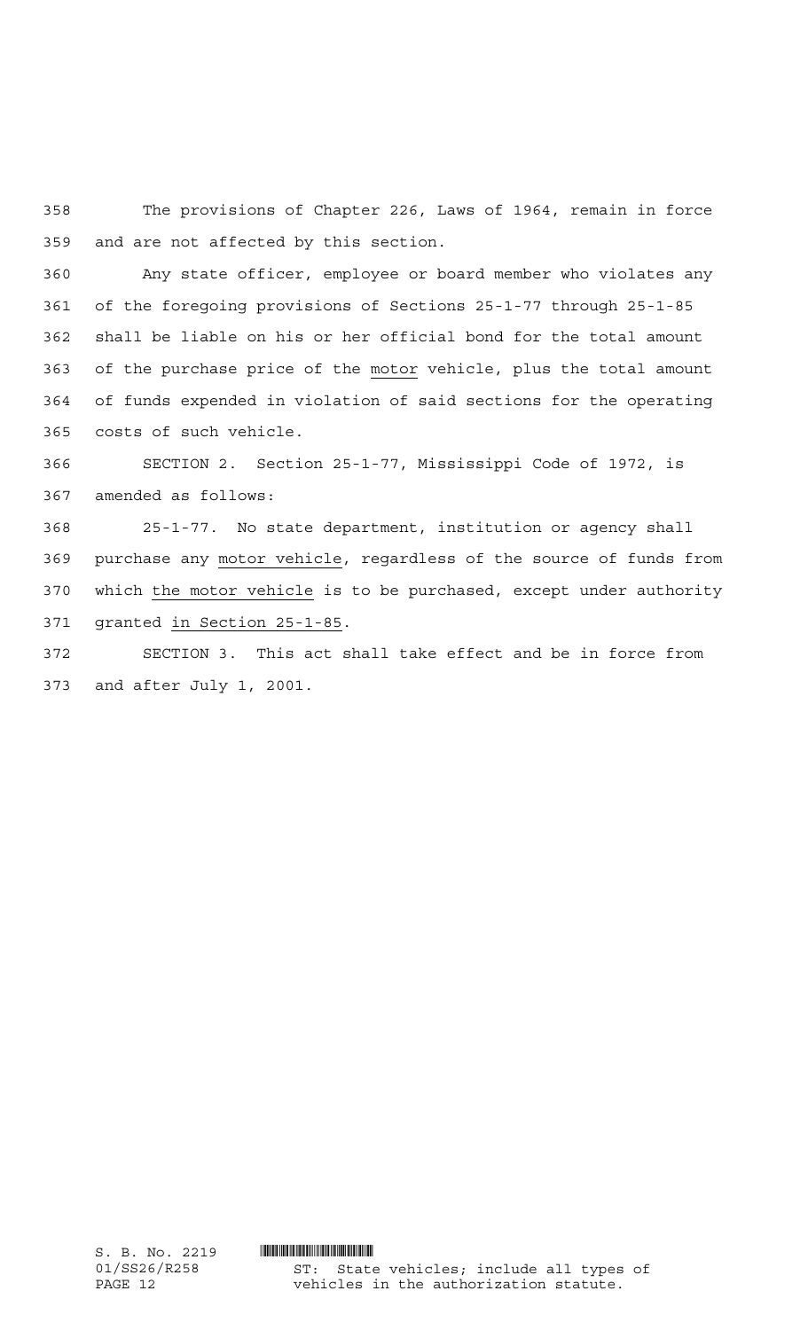The provisions of Chapter 226, Laws of 1964, remain in force and are not affected by this section.

Any state officer, employee or board member who violates any of the foregoing provisions of Sections 25-1-77 through 25-1-85 shall be liable on his or her official bond for the total amount of the purchase price of the <u>motor</u> vehicle, plus the total amount of funds expended in violation of said sections for the operating costs of such vehicle.

SECTION 2. Section 25-1-77, Mississippi Code of 1972, is amended as follows:

25-1-77. No state department, institution or agency shall purchase any <u>motor vehicle</u>, regardless of the source of funds from which <u>the motor vehicle</u> is to be purchased, except under authority granted <u>in Section 25-1-85</u>.

SECTION 3. This act shall take effect and be in force from and after July 1, 2001.

ST: State vehicles; include all types of vehicles in the authorization statute.